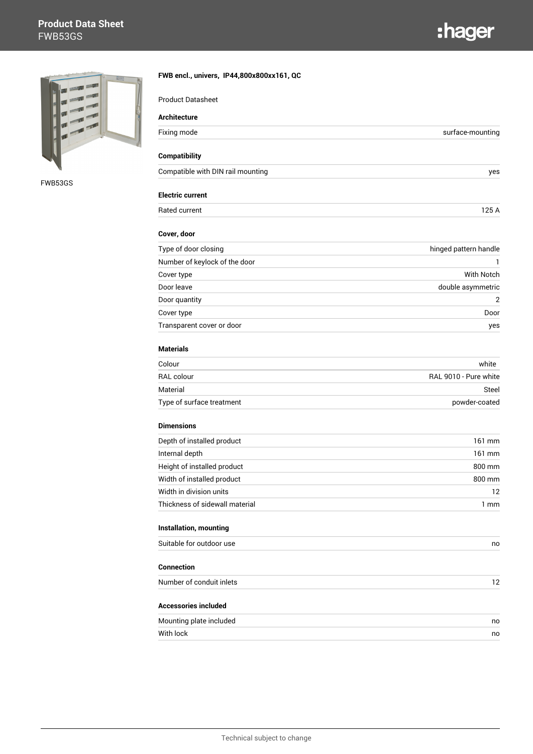# Product Data Sheet
FWB53GS

FWB53GS

**FWB encl., univers,  IP44,800x800xx161, QC**

Product Datasheet

### Architecture

| | |
|---|---|
| Fixing mode | surface-mounting |

### Compatibility

| | |
|---|---|
| Compatible with DIN rail mounting | yes |

### Electric current

| | |
|---|---|
| Rated current | 125 A |

### Cover, door

| | |
|---|---|
| Type of door closing | hinged pattern handle |
| Number of keylock of the door | 1 |
| Cover type | With Notch |
| Door leave | double asymmetric |
| Door quantity | 2 |
| Cover type | Door |
| Transparent cover or door | yes |

### Materials

| | |
|---|---|
| Colour | white |
| RAL colour | RAL 9010 - Pure white |
| Material | Steel |
| Type of surface treatment | powder-coated |

### Dimensions

| | |
|---|---|
| Depth of installed product | 161 mm |
| Internal depth | 161 mm |
| Height of installed product | 800 mm |
| Width of installed product | 800 mm |
| Width in division units | 12 |
| Thickness of sidewall material | 1 mm |

### Installation, mounting

| | |
|---|---|
| Suitable for outdoor use | no |

### Connection

| | |
|---|---|
| Number of conduit inlets | 12 |

### Accessories included

| | |
|---|---|
| Mounting plate included | no |
| With lock | no |

Technical subject to change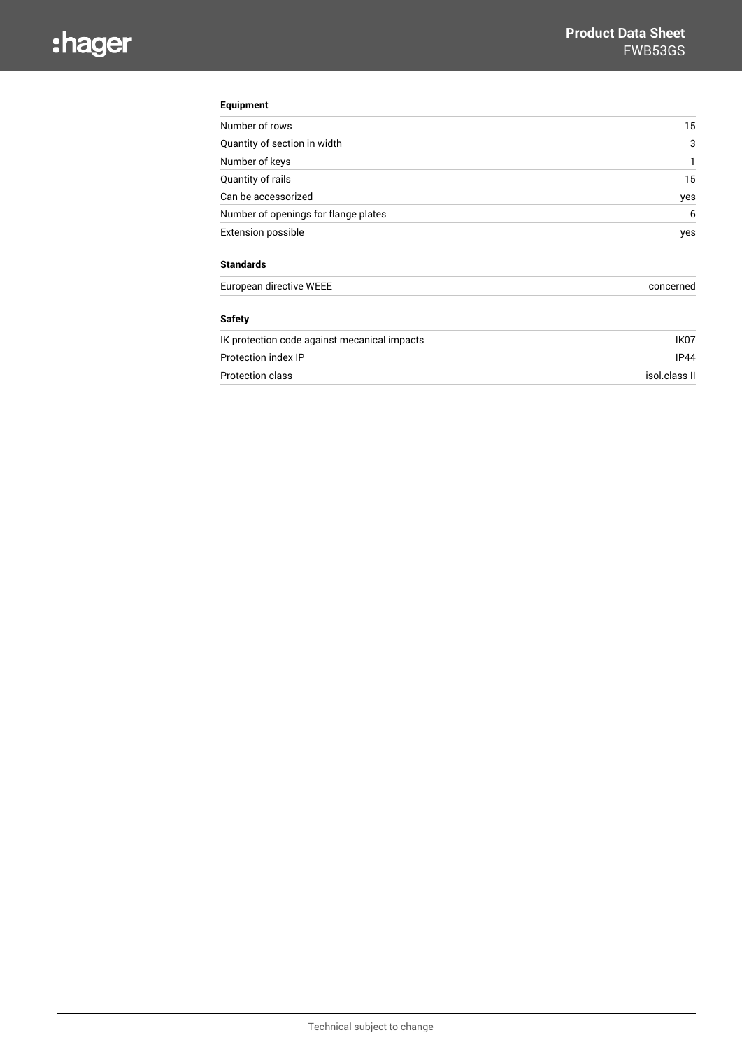**Equipment**

| | |
|---|---|
| Number of rows | 15 |
| Quantity of section in width | 3 |
| Number of keys | 1 |
| Quantity of rails | 15 |
| Can be accessorized | yes |
| Number of openings for flange plates | 6 |
| Extension possible | yes |

**Standards**

| | |
|---|---|
| European directive WEEE | concerned |

**Safety**

| | |
|---|---|
| IK protection code against mecanical impacts | IK07 |
| Protection index IP | IP44 |
| Protection class | isol.class II |

Technical subject to change